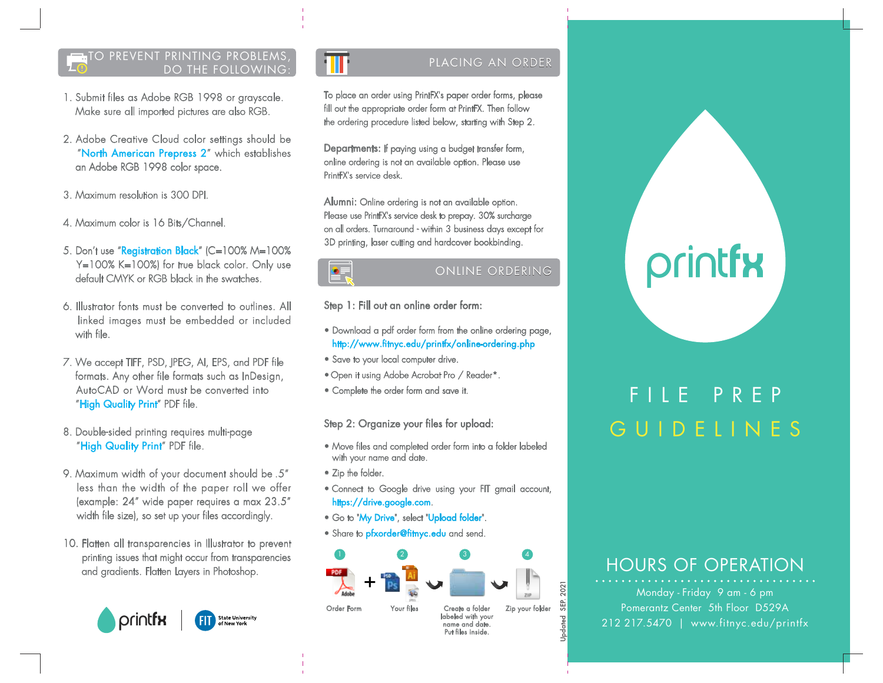## TO PREVENT PRINTING PROBLEMS, DO THE FOLLOWING:

1. Submit files as Adobe RGB 1998 or grayscale. Make sure all imported pictures are also RGB.
2. Adobe Creative Cloud color settings should be "North American Prepress 2" which establishes an Adobe RGB 1998 color space.
3. Maximum resolution is 300 DPI.
4. Maximum color is 16 Bits/Channel.
5. Don't use "Registration Black" (C=100% M=100% Y=100% K=100%) for true black color. Only use default CMYK or RGB black in the swatches.
6. Illustrator fonts must be converted to outlines. All linked images must be embedded or included with file.
7. We accept TIFF, PSD, JPEG, AI, EPS, and PDF file formats. Any other file formats such as InDesign, AutoCAD or Word must be converted into "High Quality Print" PDF file.
8. Double-sided printing requires multi-page "High Quality Print" PDF file.
9. Maximum width of your document should be .5" less than the width of the paper roll we offer (example: 24" wide paper requires a max 23.5" width file size), so set up your files accordingly.
10. Flatten all transparencies in Illustrator to prevent printing issues that might occur from transparencies and gradients. Flatten Layers in Photoshop.

printfx | FIT State University of New York

## PLACING AN ORDER

To place an order using PrintFX's paper order forms, please fill out the appropriate order form at PrintFX. Then follow the ordering procedure listed below, starting with Step 2.

**Departments:** If paying using a budget transfer form, online ordering is not an available option. Please use PrintFX's service desk.

**Alumni:** Online ordering is not an available option. Please use PrintFX's service desk to prepay. 30% surcharge on all orders. Turnaround - within 3 business days except for 3D printing, laser cutting and hardcover bookbinding.

## ONLINE ORDERING

**Step 1: Fill out an online order form:**

- Download a pdf order form from the online ordering page, http://www.fitnyc.edu/printfx/online-ordering.php
- Save to your local computer drive.
- Open it using Adobe Acrobat Pro / Reader*.
- Complete the order form and save it.

**Step 2: Organize your files for upload:**

- Move files and completed order form into a folder labeled with your name and date.
- Zip the folder.
- Connect to Google drive using your FIT gmail account, https://drive.google.com.
- Go to "My Drive", select "Upload folder".
- Share to pfxorder@fitnyc.edu and send.

1. Order Form
2. Your files
3. Create a folder labeled with your name and date. Put files inside.
4. Zip your folder

Updated SEP. 2021

# printfx

# FILE PREP GUIDELINES

## HOURS OF OPERATION

Monday - Friday 9 am - 6 pm
Pomerantz Center 5th Floor D529A
212 217.5470 | www.fitnyc.edu/printfx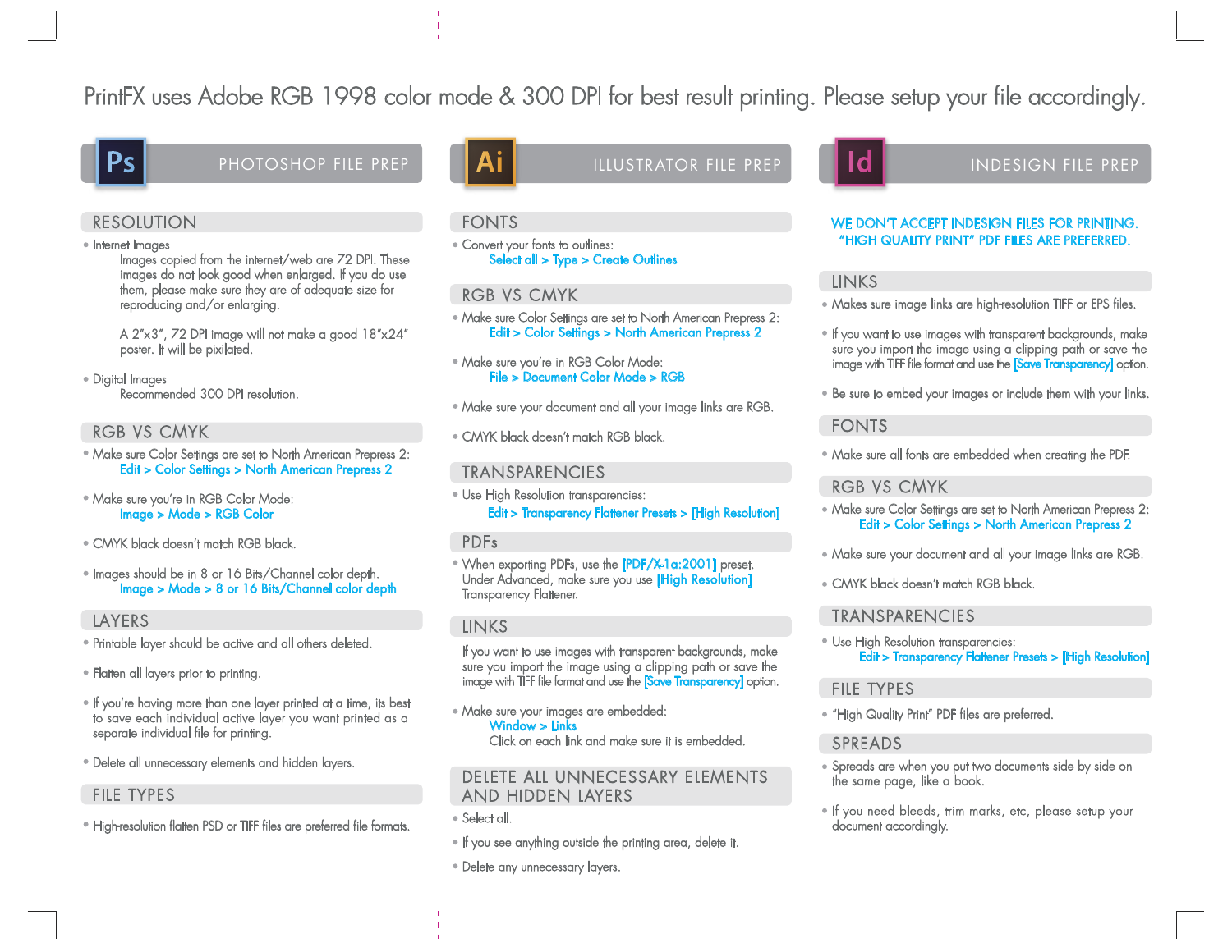# PrintFX uses Adobe RGB 1998 color mode & 300 DPI for best result printing. Please setup your file accordingly.

## Ps PHOTOSHOP FILE PREP

### RESOLUTION

- Internet Images

  Images copied from the internet/web are 72 DPI. These images do not look good when enlarged. If you do use them, please make sure they are of adequate size for reproducing and/or enlarging.

  A 2"x3", 72 DPI image will not make a good 18"x24" poster. It will be pixilated.

- Digital Images

  Recommended 300 DPI resolution.

### RGB VS CMYK

- Make sure Color Settings are set to North American Prepress 2:
  Edit > Color Settings > North American Prepress 2
- Make sure you're in RGB Color Mode:
  Image > Mode > RGB Color
- CMYK black doesn't match RGB black.
- Images should be in 8 or 16 Bits/Channel color depth.
  Image > Mode > 8 or 16 Bits/Channel color depth

### LAYERS

- Printable layer should be active and all others deleted.
- Flatten all layers prior to printing.
- If you're having more than one layer printed at a time, its best to save each individual active layer you want printed as a separate individual file for printing.
- Delete all unnecessary elements and hidden layers.

### FILE TYPES

- High-resolution flatten PSD or TIFF files are preferred file formats.

## Ai ILLUSTRATOR FILE PREP

### FONTS

- Convert your fonts to outlines:
  Select all > Type > Create Outlines

### RGB VS CMYK

- Make sure Color Settings are set to North American Prepress 2:
  Edit > Color Settings > North American Prepress 2
- Make sure you're in RGB Color Mode:
  File > Document Color Mode > RGB
- Make sure your document and all your image links are RGB.
- CMYK black doesn't match RGB black.

### TRANSPARENCIES

- Use High Resolution transparencies:
  Edit > Transparency Flattener Presets > [High Resolution]

### PDFs

- When exporting PDFs, use the [PDF/X-1a:2001] preset. Under Advanced, make sure you use [High Resolution] Transparency Flattener.

### LINKS

If you want to use images with transparent backgrounds, make sure you import the image using a clipping path or save the image with TIFF file format and use the [Save Transparency] option.

- Make sure your images are embedded:
  Window > Links
  Click on each link and make sure it is embedded.

### DELETE ALL UNNECESSARY ELEMENTS AND HIDDEN LAYERS

- Select all.
- If you see anything outside the printing area, delete it.
- Delete any unnecessary layers.

## Id INDESIGN FILE PREP

WE DON'T ACCEPT INDESIGN FILES FOR PRINTING.
"HIGH QUALITY PRINT" PDF FILES ARE PREFERRED.

### LINKS

- Makes sure image links are high-resolution TIFF or EPS files.
- If you want to use images with transparent backgrounds, make sure you import the image using a clipping path or save the image with TIFF file format and use the [Save Transparency] option.
- Be sure to embed your images or include them with your links.

### FONTS

- Make sure all fonts are embedded when creating the PDF.

### RGB VS CMYK

- Make sure Color Settings are set to North American Prepress 2:
  Edit > Color Settings > North American Prepress 2
- Make sure your document and all your image links are RGB.
- CMYK black doesn't match RGB black.

### TRANSPARENCIES

- Use High Resolution transparencies:
  Edit > Transparency Flattener Presets > [High Resolution]

### FILE TYPES

- "High Quality Print" PDF files are preferred.

### SPREADS

- Spreads are when you put two documents side by side on the same page, like a book.
- If you need bleeds, trim marks, etc, please setup your document accordingly.